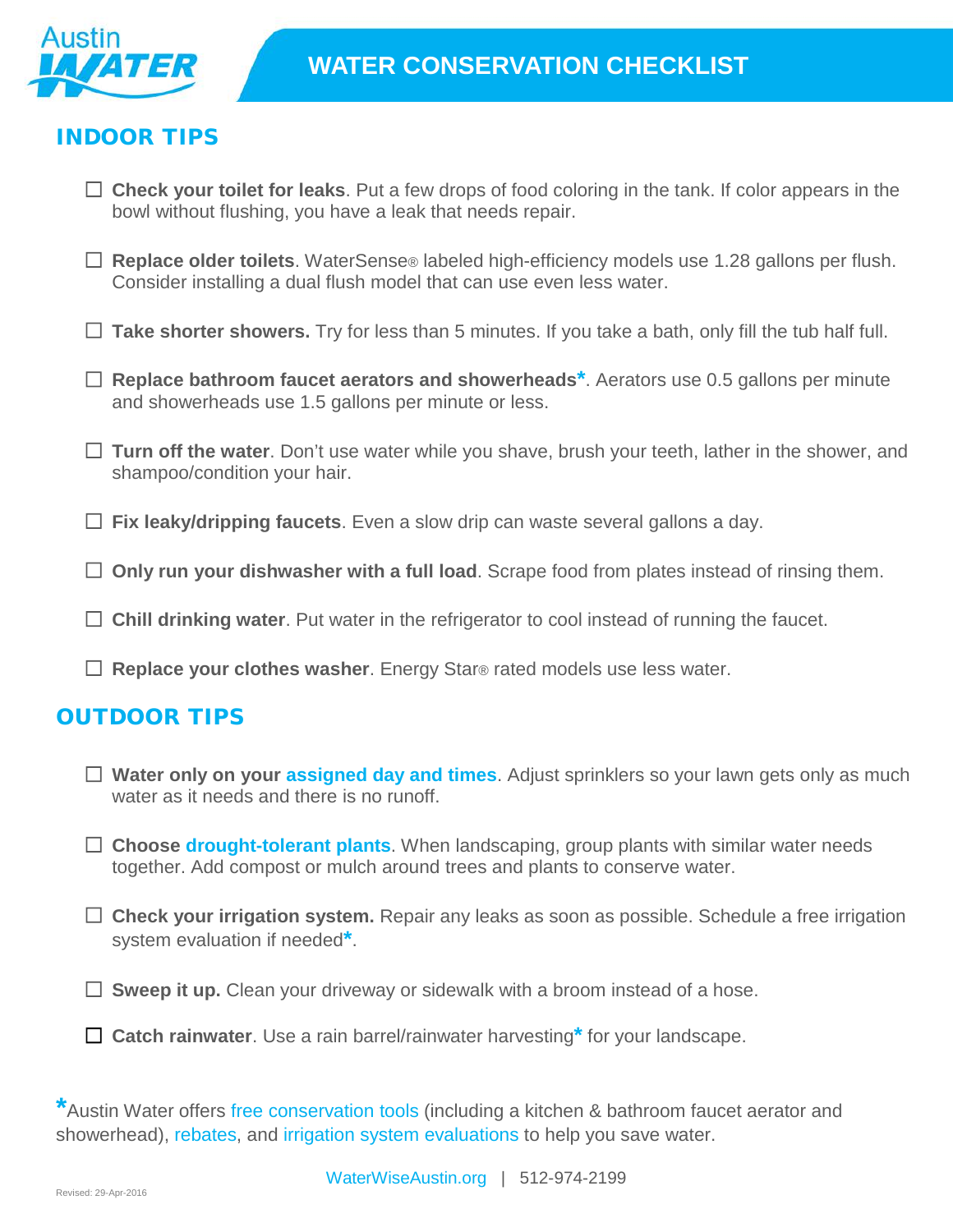Austin WATER

# WATER CONSERVATION CHECKLIST

## INDOOR TIPS

- ☐ **Check your toilet for leaks**. Put a few drops of food coloring in the tank. If color appears in the bowl without flushing, you have a leak that needs repair.
- ☐ **Replace older toilets**. WaterSense® labeled high-efficiency models use 1.28 gallons per flush. Consider installing a dual flush model that can use even less water.
- ☐ **Take shorter showers.** Try for less than 5 minutes. If you take a bath, only fill the tub half full.
- ☐ **Replace bathroom faucet aerators and showerheads***. Aerators use 0.5 gallons per minute and showerheads use 1.5 gallons per minute or less.
- ☐ **Turn off the water**. Don't use water while you shave, brush your teeth, lather in the shower, and shampoo/condition your hair.
- ☐ **Fix leaky/dripping faucets**. Even a slow drip can waste several gallons a day.
- ☐ **Only run your dishwasher with a full load**. Scrape food from plates instead of rinsing them.
- ☐ **Chill drinking water**. Put water in the refrigerator to cool instead of running the faucet.
- ☐ **Replace your clothes washer**. Energy Star® rated models use less water.

## OUTDOOR TIPS

- ☐ **Water only on your assigned day and times**. Adjust sprinklers so your lawn gets only as much water as it needs and there is no runoff.
- ☐ **Choose drought-tolerant plants**. When landscaping, group plants with similar water needs together. Add compost or mulch around trees and plants to conserve water.
- ☐ **Check your irrigation system.** Repair any leaks as soon as possible. Schedule a free irrigation system evaluation if needed*.
- ☐ **Sweep it up.** Clean your driveway or sidewalk with a broom instead of a hose.
- ☐ **Catch rainwater**. Use a rain barrel/rainwater harvesting* for your landscape.

*Austin Water offers free conservation tools (including a kitchen & bathroom faucet aerator and showerhead), rebates, and irrigation system evaluations to help you save water.

WaterWiseAustin.org | 512-974-2199

Revised: 29-Apr-2016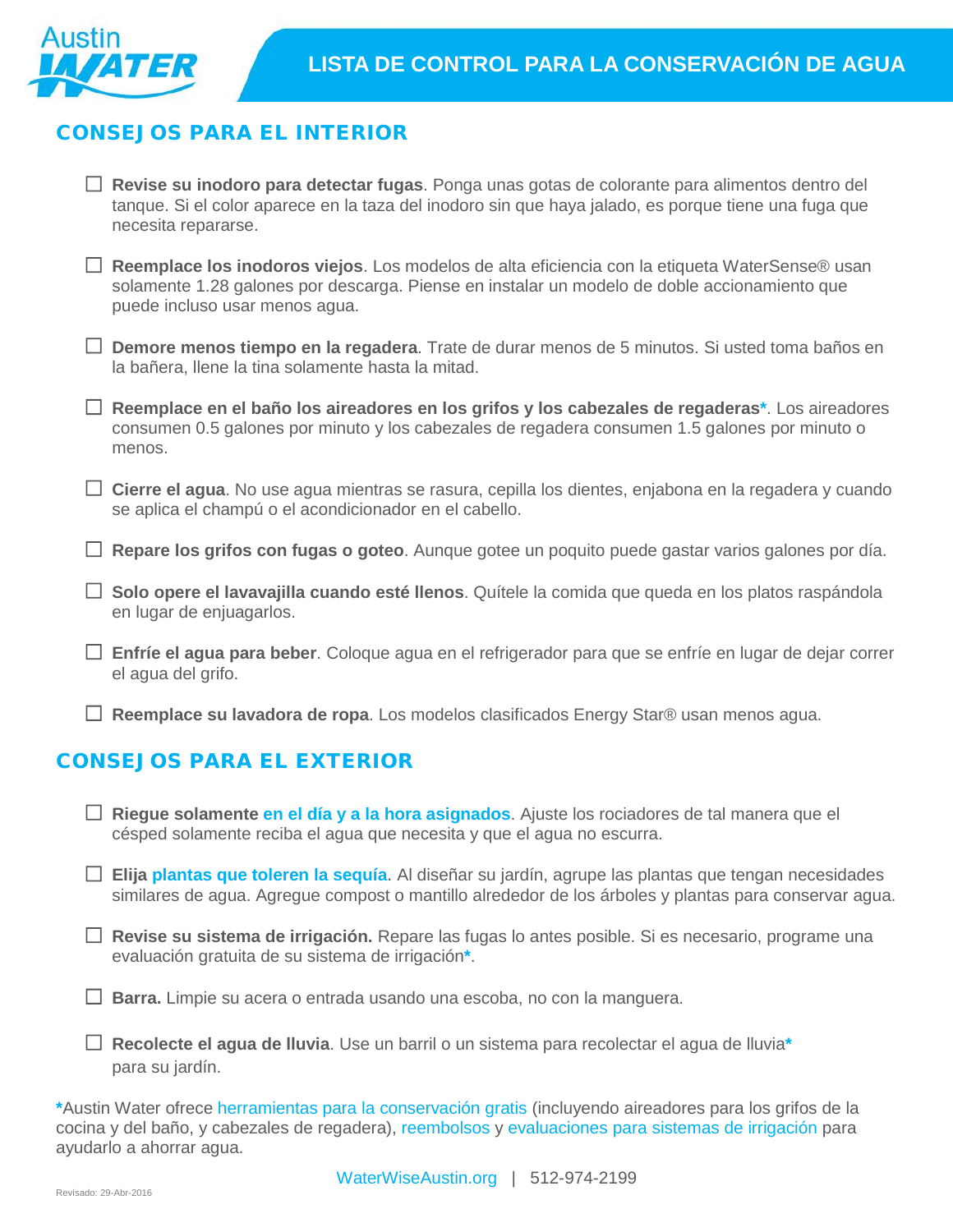Austin WATER

# LISTA DE CONTROL PARA LA CONSERVACIÓN DE AGUA

## CONSEJOS PARA EL INTERIOR

- ☐ **Revise su inodoro para detectar fugas**. Ponga unas gotas de colorante para alimentos dentro del tanque. Si el color aparece en la taza del inodoro sin que haya jalado, es porque tiene una fuga que necesita repararse.
- ☐ **Reemplace los inodoros viejos**. Los modelos de alta eficiencia con la etiqueta WaterSense® usan solamente 1.28 galones por descarga. Piense en instalar un modelo de doble accionamiento que puede incluso usar menos agua.
- ☐ **Demore menos tiempo en la regadera**. Trate de durar menos de 5 minutos. Si usted toma baños en la bañera, llene la tina solamente hasta la mitad.
- ☐ **Reemplace en el baño los aireadores en los grifos y los cabezales de regaderas***. Los aireadores consumen 0.5 galones por minuto y los cabezales de regadera consumen 1.5 galones por minuto o menos.
- ☐ **Cierre el agua**. No use agua mientras se rasura, cepilla los dientes, enjabona en la regadera y cuando se aplica el champú o el acondicionador en el cabello.
- ☐ **Repare los grifos con fugas o goteo**. Aunque gotee un poquito puede gastar varios galones por día.
- ☐ **Solo opere el lavavajilla cuando esté llenos**. Quítele la comida que queda en los platos raspándola en lugar de enjuagarlos.
- ☐ **Enfríe el agua para beber**. Coloque agua en el refrigerador para que se enfríe en lugar de dejar correr el agua del grifo.
- ☐ **Reemplace su lavadora de ropa**. Los modelos clasificados Energy Star® usan menos agua.

## CONSEJOS PARA EL EXTERIOR

- ☐ **Riegue solamente en el día y a la hora asignados**. Ajuste los rociadores de tal manera que el césped solamente reciba el agua que necesita y que el agua no escurra.
- ☐ **Elija plantas que toleren la sequía**. Al diseñar su jardín, agrupe las plantas que tengan necesidades similares de agua. Agregue compost o mantillo alrededor de los árboles y plantas para conservar agua.
- ☐ **Revise su sistema de irrigación.** Repare las fugas lo antes posible. Si es necesario, programe una evaluación gratuita de su sistema de irrigación*.
- ☐ **Barra.** Limpie su acera o entrada usando una escoba, no con la manguera.
- ☐ **Recolecte el agua de lluvia**. Use un barril o un sistema para recolectar el agua de lluvia* para su jardín.

*Austin Water ofrece herramientas para la conservación gratis (incluyendo aireadores para los grifos de la cocina y del baño, y cabezales de regadera), reembolsos y evaluaciones para sistemas de irrigación para ayudarlo a ahorrar agua.

WaterWiseAustin.org | 512-974-2199

Revisado: 29-Abr-2016